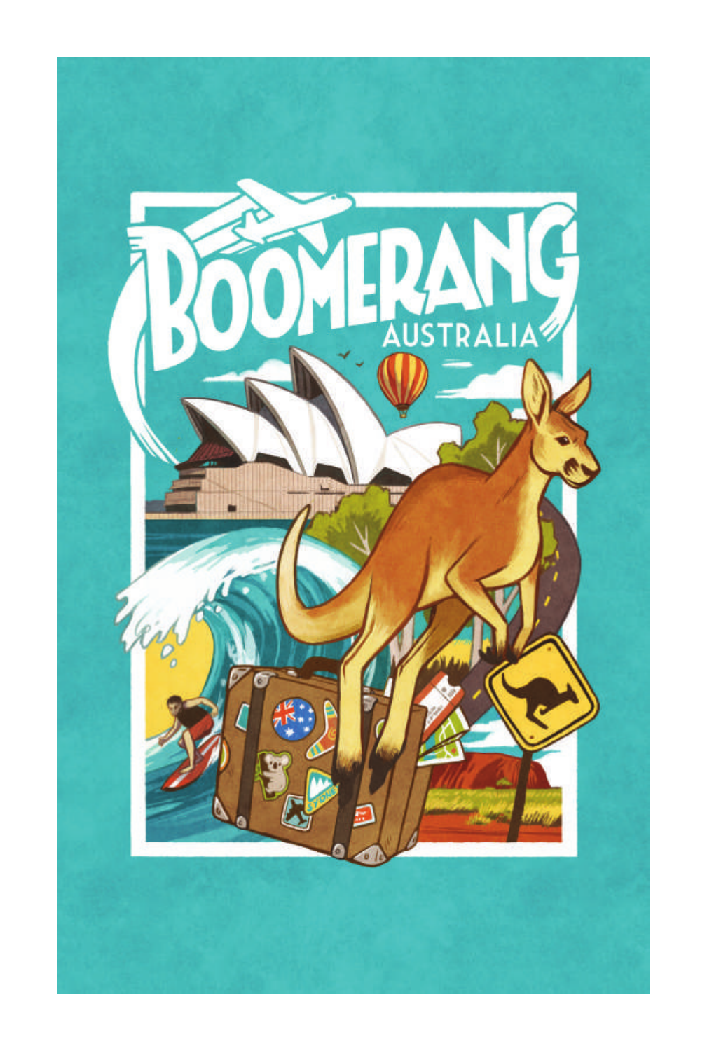# BOOMERANG

## AUSTRALIA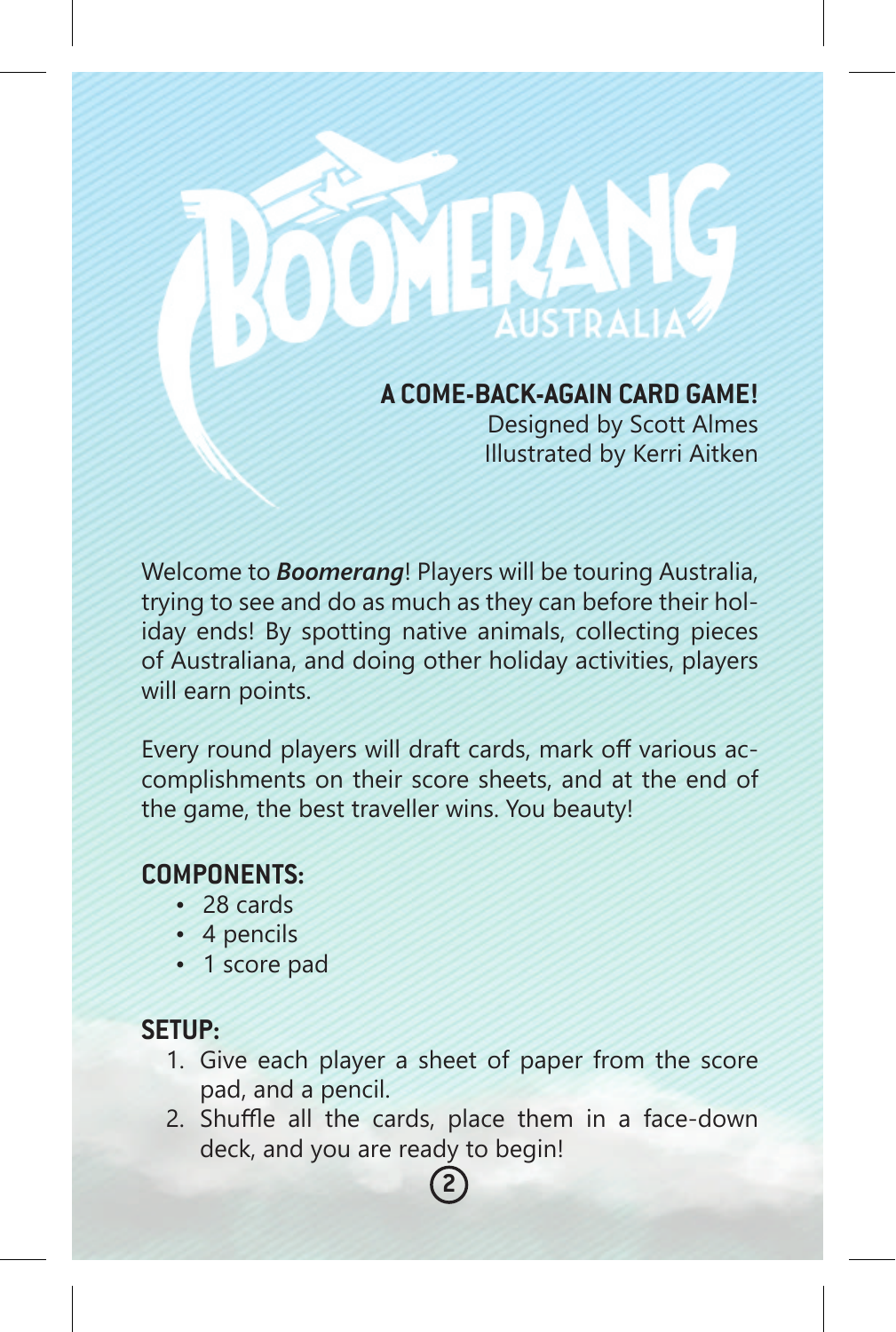# BOOMERANG AUSTRALIA

**A COME-BACK-AGAIN CARD GAME!**
Designed by Scott Almes
Illustrated by Kerri Aitken

Welcome to ***Boomerang***! Players will be touring Australia, trying to see and do as much as they can before their holiday ends! By spotting native animals, collecting pieces of Australiana, and doing other holiday activities, players will earn points.

Every round players will draft cards, mark off various accomplishments on their score sheets, and at the end of the game, the best traveller wins. You beauty!

## COMPONENTS:

- 28 cards
- 4 pencils
- 1 score pad

## SETUP:

1. Give each player a sheet of paper from the score pad, and a pencil.
2. Shuffle all the cards, place them in a face-down deck, and you are ready to begin!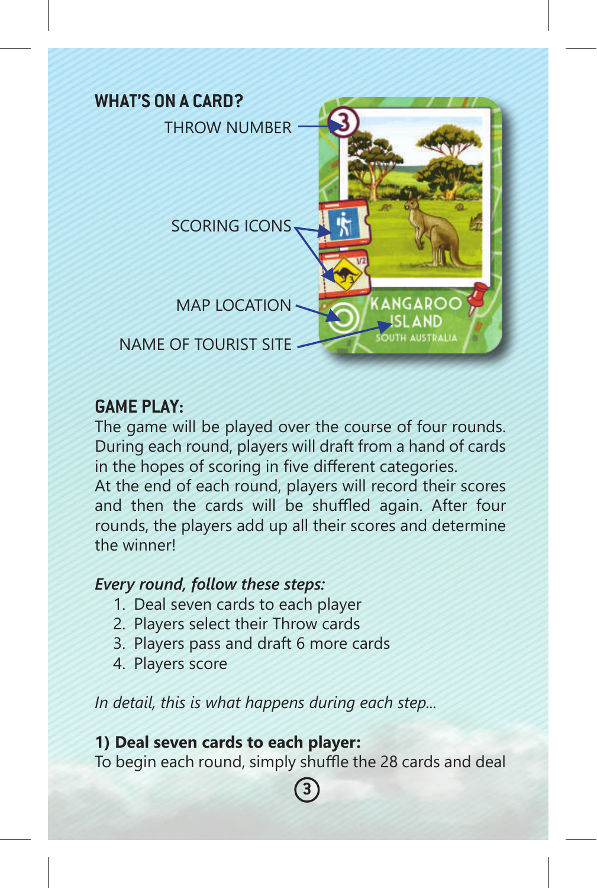## WHAT'S ON A CARD?

THROW NUMBER

SCORING ICONS

MAP LOCATION

NAME OF TOURIST SITE

## GAME PLAY:

The game will be played over the course of four rounds. During each round, players will draft from a hand of cards in the hopes of scoring in five different categories. At the end of each round, players will record their scores and then the cards will be shuffled again. After four rounds, the players add up all their scores and determine the winner!

*Every round, follow these steps:*

1. Deal seven cards to each player
2. Players select their Throw cards
3. Players pass and draft 6 more cards
4. Players score

*In detail, this is what happens during each step...*

**1) Deal seven cards to each player:**

To begin each round, simply shuffle the 28 cards and deal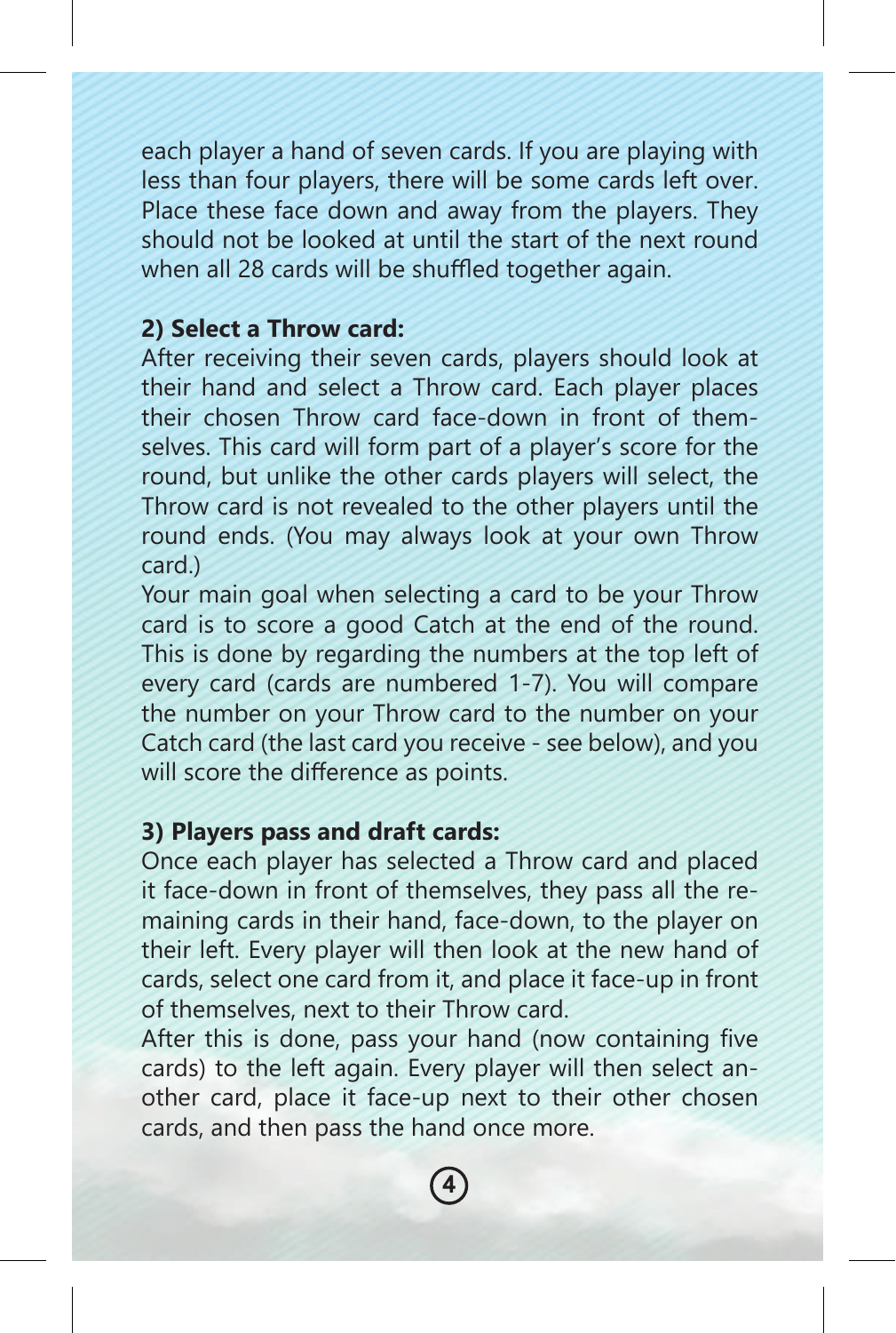each player a hand of seven cards. If you are playing with less than four players, there will be some cards left over. Place these face down and away from the players. They should not be looked at until the start of the next round when all 28 cards will be shuffled together again.

**2) Select a Throw card:**

After receiving their seven cards, players should look at their hand and select a Throw card. Each player places their chosen Throw card face-down in front of themselves. This card will form part of a player's score for the round, but unlike the other cards players will select, the Throw card is not revealed to the other players until the round ends. (You may always look at your own Throw card.)

Your main goal when selecting a card to be your Throw card is to score a good Catch at the end of the round. This is done by regarding the numbers at the top left of every card (cards are numbered 1-7). You will compare the number on your Throw card to the number on your Catch card (the last card you receive - see below), and you will score the difference as points.

**3) Players pass and draft cards:**

Once each player has selected a Throw card and placed it face-down in front of themselves, they pass all the remaining cards in their hand, face-down, to the player on their left. Every player will then look at the new hand of cards, select one card from it, and place it face-up in front of themselves, next to their Throw card.

After this is done, pass your hand (now containing five cards) to the left again. Every player will then select another card, place it face-up next to their other chosen cards, and then pass the hand once more.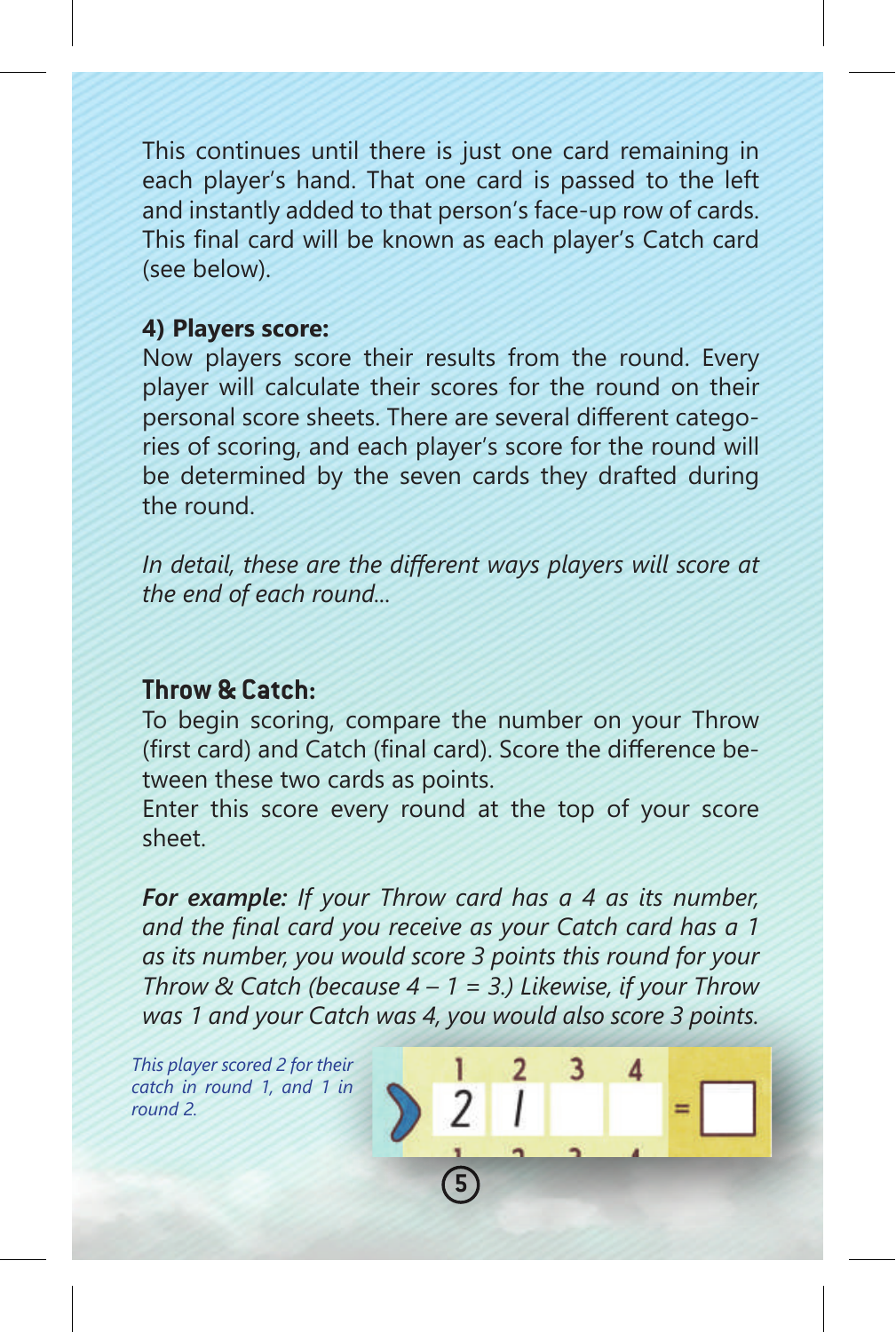This continues until there is just one card remaining in each player's hand. That one card is passed to the left and instantly added to that person's face-up row of cards. This final card will be known as each player's Catch card (see below).

**4) Players score:**
Now players score their results from the round. Every player will calculate their scores for the round on their personal score sheets. There are several different categories of scoring, and each player's score for the round will be determined by the seven cards they drafted during the round.

*In detail, these are the different ways players will score at the end of each round...*

## Throw & Catch:

To begin scoring, compare the number on your Throw (first card) and Catch (final card). Score the difference between these two cards as points.
Enter this score every round at the top of your score sheet.

***For example:*** *If your Throw card has a 4 as its number, and the final card you receive as your Catch card has a 1 as its number, you would score 3 points this round for your Throw & Catch (because 4 – 1 = 3.) Likewise, if your Throw was 1 and your Catch was 4, you would also score 3 points.*

*This player scored 2 for their catch in round 1, and 1 in round 2.*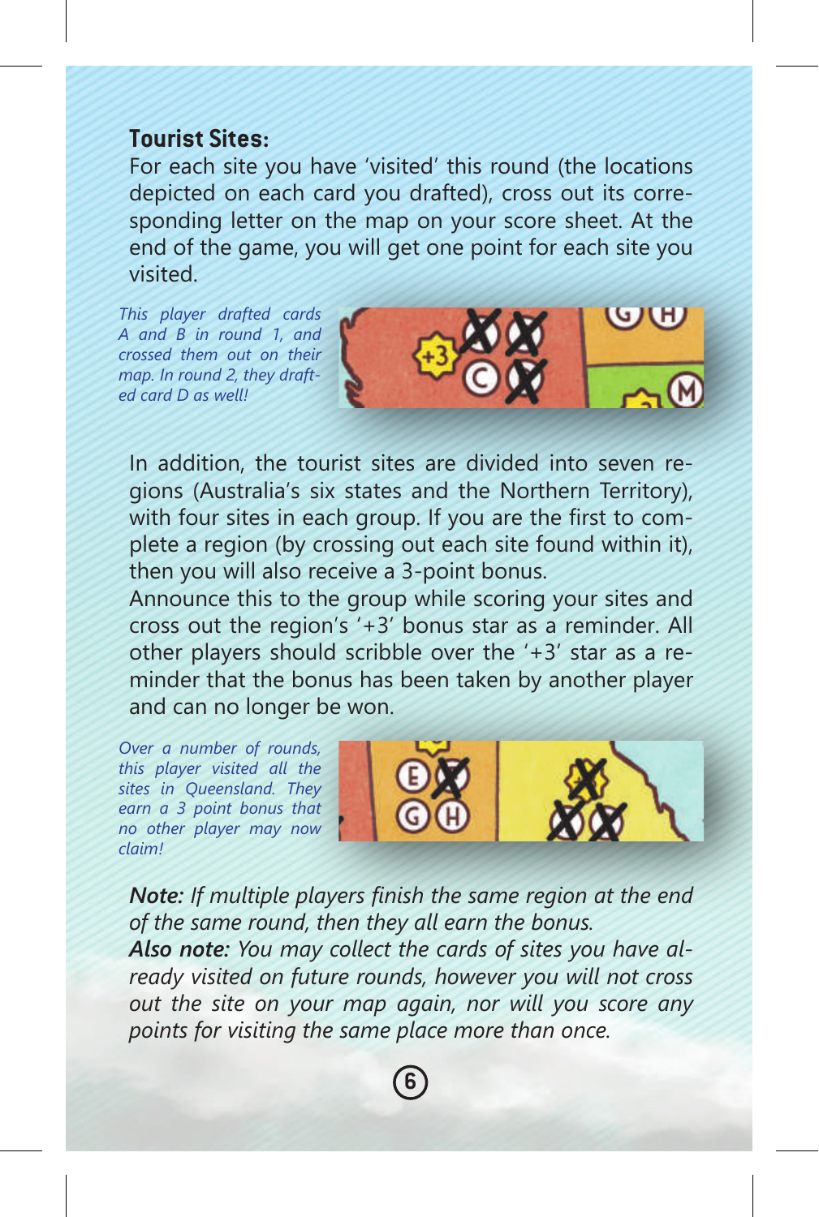## Tourist Sites:

For each site you have 'visited' this round (the locations depicted on each card you drafted), cross out its corresponding letter on the map on your score sheet. At the end of the game, you will get one point for each site you visited.

*This player drafted cards A and B in round 1, and crossed them out on their map. In round 2, they drafted card D as well!*

In addition, the tourist sites are divided into seven regions (Australia's six states and the Northern Territory), with four sites in each group. If you are the first to complete a region (by crossing out each site found within it), then you will also receive a 3-point bonus.

Announce this to the group while scoring your sites and cross out the region's '+3' bonus star as a reminder. All other players should scribble over the '+3' star as a reminder that the bonus has been taken by another player and can no longer be won.

*Over a number of rounds, this player visited all the sites in Queensland. They earn a 3 point bonus that no other player may now claim!*

***Note:*** *If multiple players finish the same region at the end of the same round, then they all earn the bonus.*

***Also note:*** *You may collect the cards of sites you have already visited on future rounds, however you will not cross out the site on your map again, nor will you score any points for visiting the same place more than once.*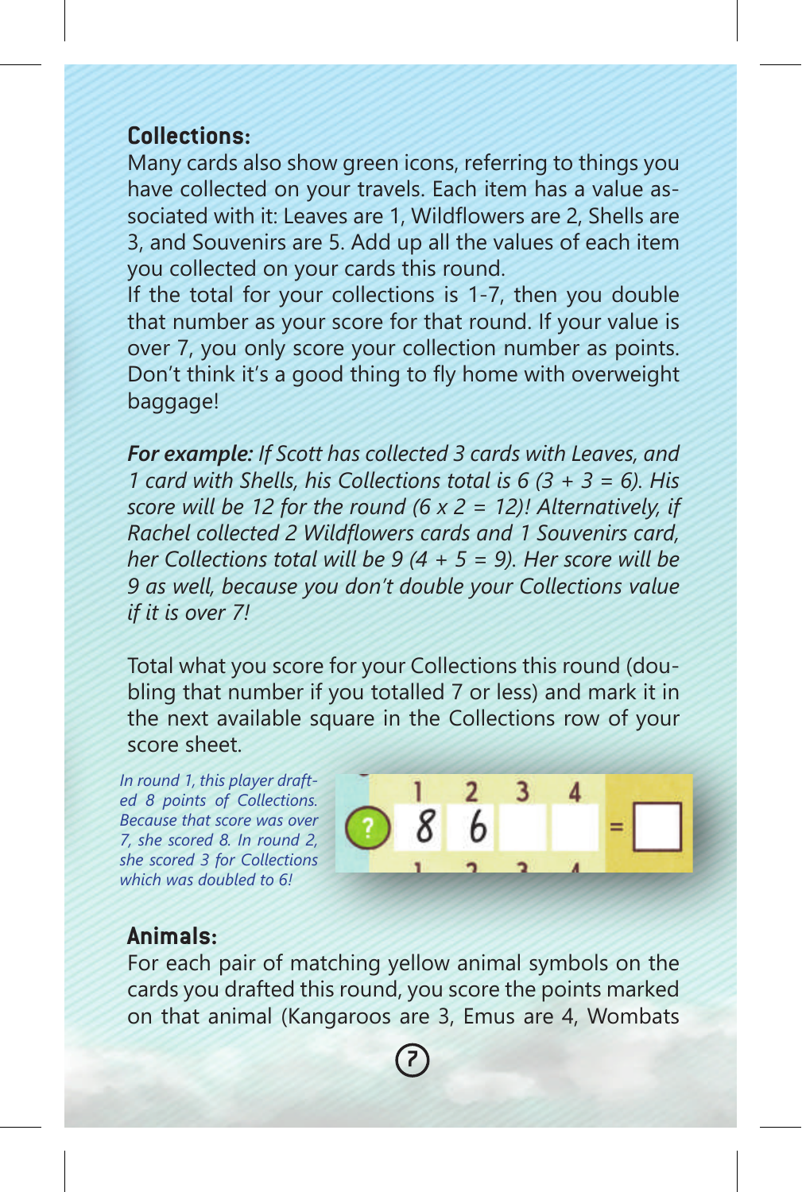## Collections:

Many cards also show green icons, referring to things you have collected on your travels. Each item has a value associated with it: Leaves are 1, Wildflowers are 2, Shells are 3, and Souvenirs are 5. Add up all the values of each item you collected on your cards this round.

If the total for your collections is 1-7, then you double that number as your score for that round. If your value is over 7, you only score your collection number as points. Don't think it's a good thing to fly home with overweight baggage!

***For example:** If Scott has collected 3 cards with Leaves, and 1 card with Shells, his Collections total is 6 (3 + 3 = 6). His score will be 12 for the round (6 x 2 = 12)! Alternatively, if Rachel collected 2 Wildflowers cards and 1 Souvenirs card, her Collections total will be 9 (4 + 5 = 9). Her score will be 9 as well, because you don't double your Collections value if it is over 7!*

Total what you score for your Collections this round (doubling that number if you totalled 7 or less) and mark it in the next available square in the Collections row of your score sheet.

*In round 1, this player drafted 8 points of Collections. Because that score was over 7, she scored 8. In round 2, she scored 3 for Collections which was doubled to 6!*

| | 1 | 2 | 3 | 4 | = |
|---|---|---|---|---|---|
| ? | 8 | 6 | | | |

## Animals:

For each pair of matching yellow animal symbols on the cards you drafted this round, you score the points marked on that animal (Kangaroos are 3, Emus are 4, Wombats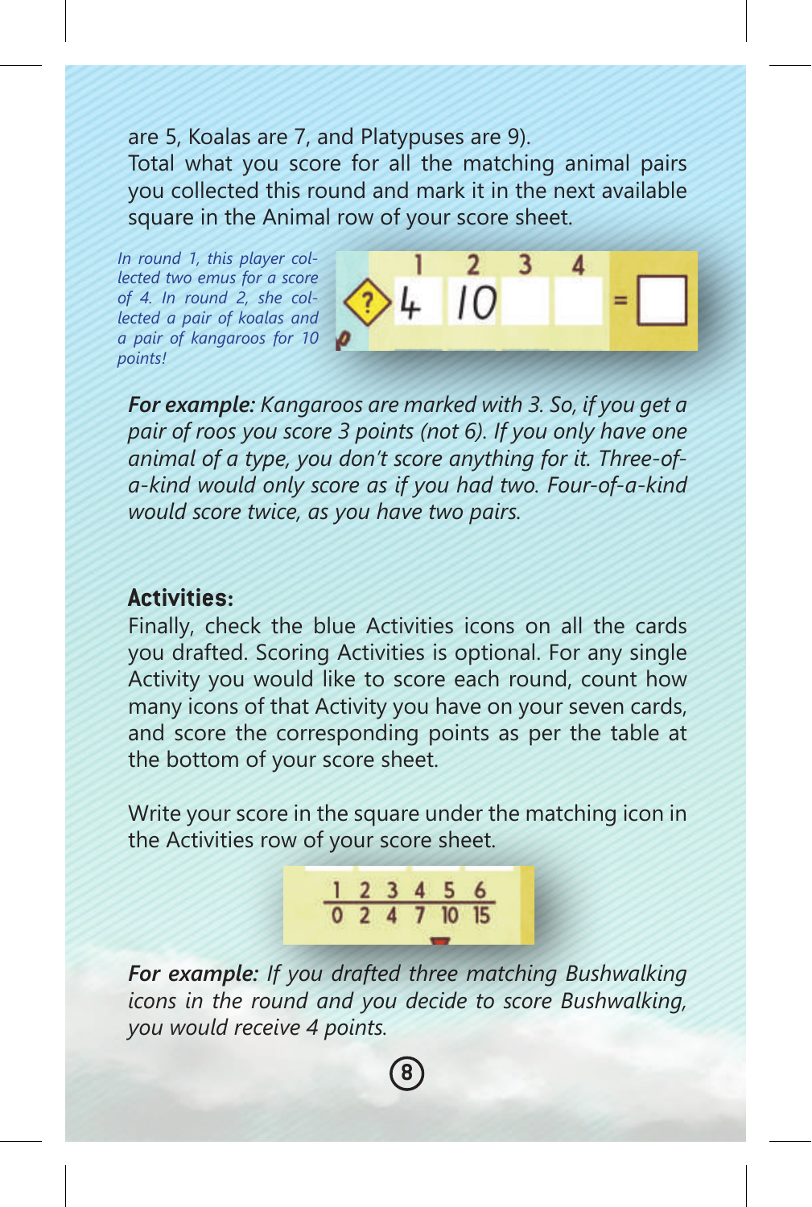are 5, Koalas are 7, and Platypuses are 9).
Total what you score for all the matching animal pairs you collected this round and mark it in the next available square in the Animal row of your score sheet.

*In round 1, this player collected two emus for a score of 4. In round 2, she collected a pair of koalas and a pair of kangaroos for 10 points!*

| | 1 | 2 | 3 | 4 | = |
|---|---|---|---|---|---|
| ? | 4 | 10 | | | |

***For example:*** *Kangaroos are marked with 3. So, if you get a pair of roos you score 3 points (not 6). If you only have one animal of a type, you don't score anything for it. Three-of-a-kind would only score as if you had two. Four-of-a-kind would score twice, as you have two pairs.*

## Activities:

Finally, check the blue Activities icons on all the cards you drafted. Scoring Activities is optional. For any single Activity you would like to score each round, count how many icons of that Activity you have on your seven cards, and score the corresponding points as per the table at the bottom of your score sheet.

Write your score in the square under the matching icon in the Activities row of your score sheet.

| 1 | 2 | 3 | 4 | 5 | 6 |
|---|---|---|---|---|---|
| 0 | 2 | 4 | 7 | 10 | 15 |

***For example:*** *If you drafted three matching Bushwalking icons in the round and you decide to score Bushwalking, you would receive 4 points.*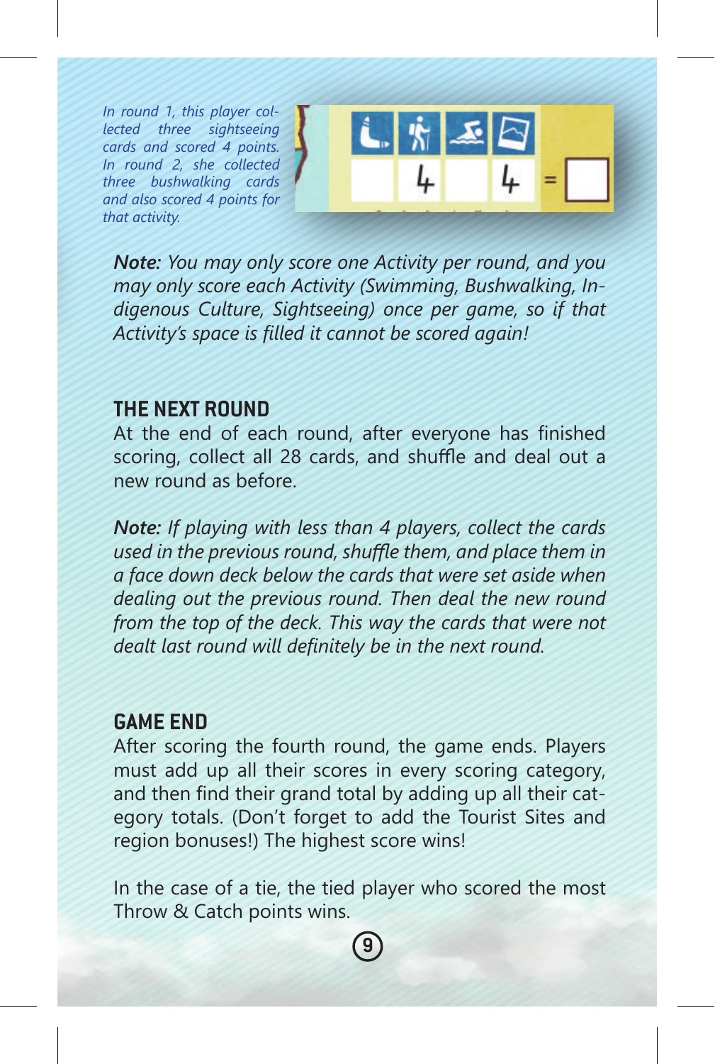*In round 1, this player collected three sightseeing cards and scored 4 points. In round 2, she collected three bushwalking cards and also scored 4 points for that activity.*

***Note:** You may only score one Activity per round, and you may only score each Activity (Swimming, Bushwalking, Indigenous Culture, Sightseeing) once per game, so if that Activity's space is filled it cannot be scored again!*

## THE NEXT ROUND

At the end of each round, after everyone has finished scoring, collect all 28 cards, and shuffle and deal out a new round as before.

***Note:** If playing with less than 4 players, collect the cards used in the previous round, shuffle them, and place them in a face down deck below the cards that were set aside when dealing out the previous round. Then deal the new round from the top of the deck. This way the cards that were not dealt last round will definitely be in the next round.*

## GAME END

After scoring the fourth round, the game ends. Players must add up all their scores in every scoring category, and then find their grand total by adding up all their category totals. (Don't forget to add the Tourist Sites and region bonuses!) The highest score wins!

In the case of a tie, the tied player who scored the most Throw & Catch points wins.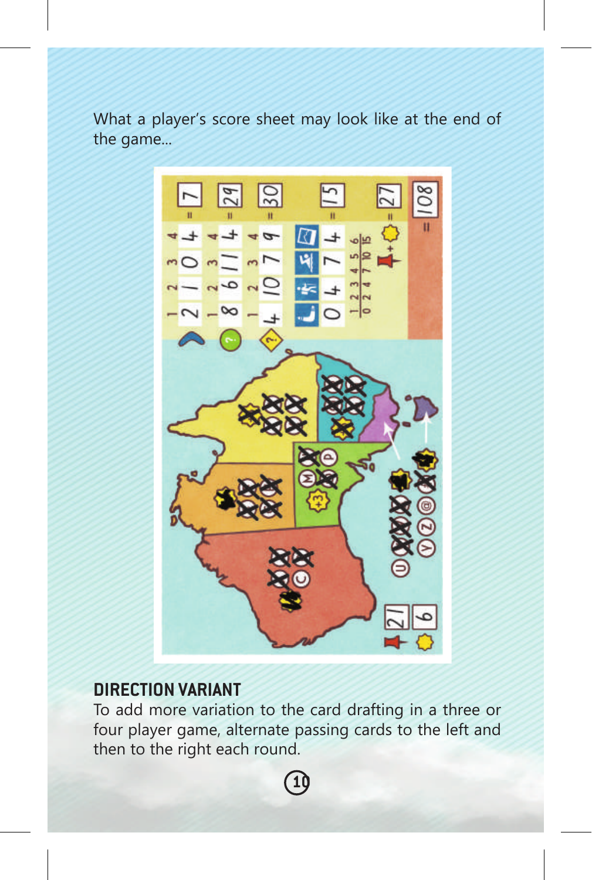What a player's score sheet may look like at the end of the game...

## DIRECTION VARIANT

To add more variation to the card drafting in a three or four player game, alternate passing cards to the left and then to the right each round.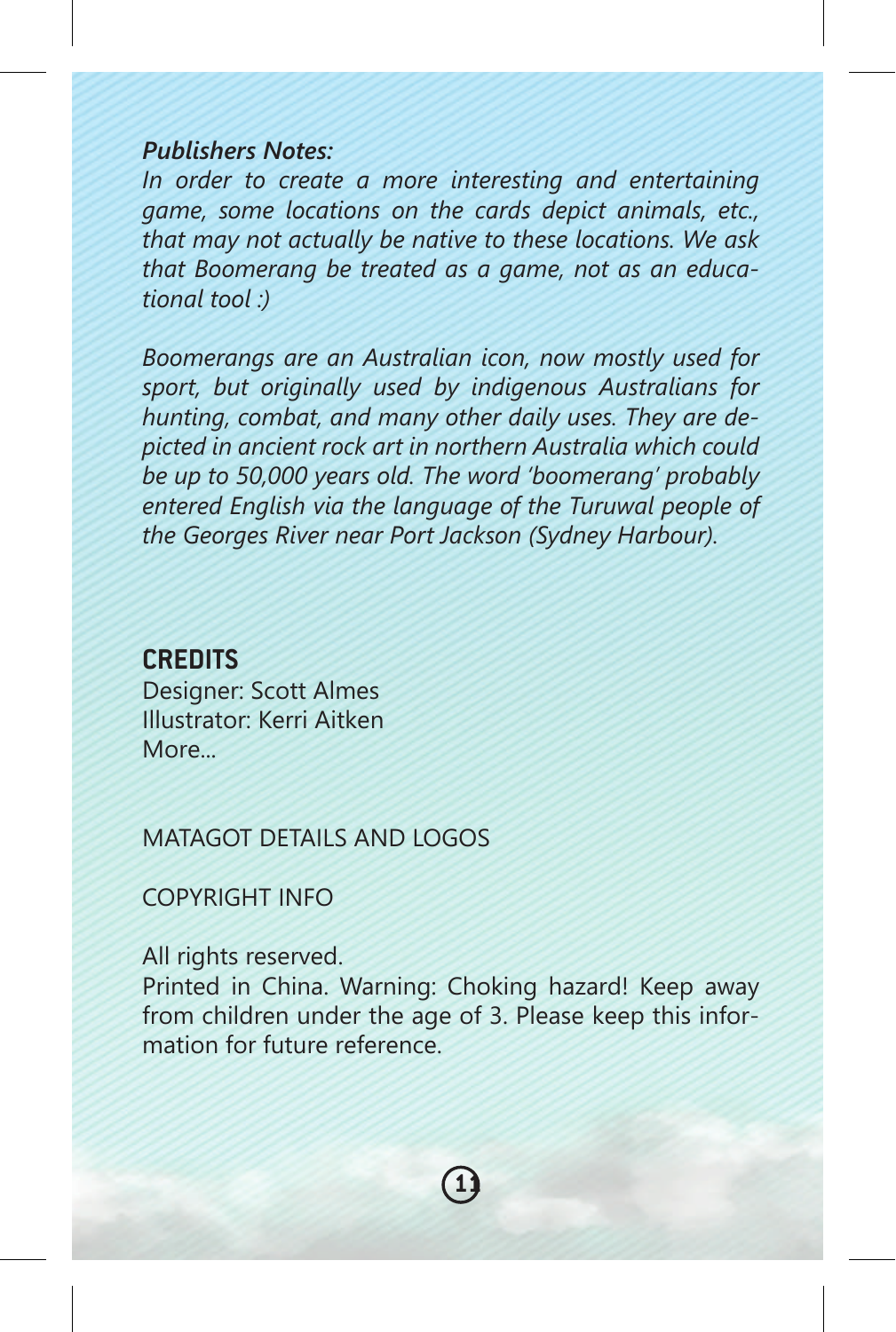***Publishers Notes:***
*In order to create a more interesting and entertaining game, some locations on the cards depict animals, etc., that may not actually be native to these locations. We ask that Boomerang be treated as a game, not as an educational tool :)*

*Boomerangs are an Australian icon, now mostly used for sport, but originally used by indigenous Australians for hunting, combat, and many other daily uses. They are depicted in ancient rock art in northern Australia which could be up to 50,000 years old. The word 'boomerang' probably entered English via the language of the Turuwal people of the Georges River near Port Jackson (Sydney Harbour).*

## CREDITS

Designer: Scott Almes
Illustrator: Kerri Aitken
More...

MATAGOT DETAILS AND LOGOS

COPYRIGHT INFO

All rights reserved.
Printed in China. Warning: Choking hazard! Keep away from children under the age of 3. Please keep this information for future reference.